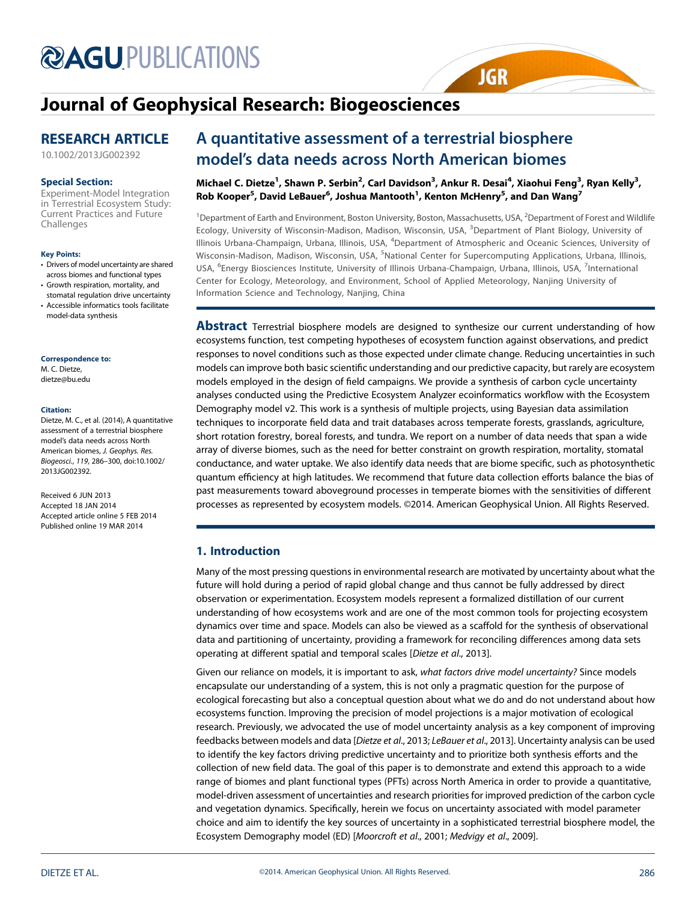# Journal of Geophysical Research: Biogeosciences

## RESEARCH ARTICLE

10.1002/2013JG002392

**Special Section:**
Experiment-Model Integration in Terrestrial Ecosystem Study: Current Practices and Future Challenges

**Key Points:**

- Drivers of model uncertainty are shared across biomes and functional types
- Growth respiration, mortality, and stomatal regulation drive uncertainty
- Accessible informatics tools facilitate model-data synthesis

**Correspondence to:**
M. C. Dietze,
dietze@bu.edu

**Citation:**
Dietze, M. C., et al. (2014), A quantitative assessment of a terrestrial biosphere model's data needs across North American biomes, *J. Geophys. Res. Biogeosci.*, *119*, 286–300, doi:10.1002/2013JG002392.

Received 6 JUN 2013
Accepted 18 JAN 2014
Accepted article online 5 FEB 2014
Published online 19 MAR 2014

# A quantitative assessment of a terrestrial biosphere model's data needs across North American biomes

**Michael C. Dietze[1], Shawn P. Serbin[2], Carl Davidson[3], Ankur R. Desai[4], Xiaohui Feng[3], Ryan Kelly[3], Rob Kooper[5], David LeBauer[6], Joshua Mantooth[1], Kenton McHenry[5], and Dan Wang[7]**

[1]Department of Earth and Environment, Boston University, Boston, Massachusetts, USA, [2]Department of Forest and Wildlife Ecology, University of Wisconsin-Madison, Madison, Wisconsin, USA, [3]Department of Plant Biology, University of Illinois Urbana-Champaign, Urbana, Illinois, USA, [4]Department of Atmospheric and Oceanic Sciences, University of Wisconsin-Madison, Madison, Wisconsin, USA, [5]National Center for Supercomputing Applications, Urbana, Illinois, USA, [6]Energy Biosciences Institute, University of Illinois Urbana-Champaign, Urbana, Illinois, USA, [7]International Center for Ecology, Meteorology, and Environment, School of Applied Meteorology, Nanjing University of Information Science and Technology, Nanjing, China

**Abstract** Terrestrial biosphere models are designed to synthesize our current understanding of how ecosystems function, test competing hypotheses of ecosystem function against observations, and predict responses to novel conditions such as those expected under climate change. Reducing uncertainties in such models can improve both basic scientific understanding and our predictive capacity, but rarely are ecosystem models employed in the design of field campaigns. We provide a synthesis of carbon cycle uncertainty analyses conducted using the Predictive Ecosystem Analyzer ecoinformatics workflow with the Ecosystem Demography model v2. This work is a synthesis of multiple projects, using Bayesian data assimilation techniques to incorporate field data and trait databases across temperate forests, grasslands, agriculture, short rotation forestry, boreal forests, and tundra. We report on a number of data needs that span a wide array of diverse biomes, such as the need for better constraint on growth respiration, mortality, stomatal conductance, and water uptake. We also identify data needs that are biome specific, such as photosynthetic quantum efficiency at high latitudes. We recommend that future data collection efforts balance the bias of past measurements toward aboveground processes in temperate biomes with the sensitivities of different processes as represented by ecosystem models. ©2014. American Geophysical Union. All Rights Reserved.

## 1. Introduction

Many of the most pressing questions in environmental research are motivated by uncertainty about what the future will hold during a period of rapid global change and thus cannot be fully addressed by direct observation or experimentation. Ecosystem models represent a formalized distillation of our current understanding of how ecosystems work and are one of the most common tools for projecting ecosystem dynamics over time and space. Models can also be viewed as a scaffold for the synthesis of observational data and partitioning of uncertainty, providing a framework for reconciling differences among data sets operating at different spatial and temporal scales [*Dietze et al.*, 2013].

Given our reliance on models, it is important to ask, *what factors drive model uncertainty?* Since models encapsulate our understanding of a system, this is not only a pragmatic question for the purpose of ecological forecasting but also a conceptual question about what we do and do not understand about how ecosystems function. Improving the precision of model projections is a major motivation of ecological research. Previously, we advocated the use of model uncertainty analysis as a key component of improving feedbacks between models and data [*Dietze et al.*, 2013; *LeBauer et al.*, 2013]. Uncertainty analysis can be used to identify the key factors driving predictive uncertainty and to prioritize both synthesis efforts and the collection of new field data. The goal of this paper is to demonstrate and extend this approach to a wide range of biomes and plant functional types (PFTs) across North America in order to provide a quantitative, model-driven assessment of uncertainties and research priorities for improved prediction of the carbon cycle and vegetation dynamics. Specifically, herein we focus on uncertainty associated with model parameter choice and aim to identify the key sources of uncertainty in a sophisticated terrestrial biosphere model, the Ecosystem Demography model (ED) [*Moorcroft et al.*, 2001; *Medvigy et al.*, 2009].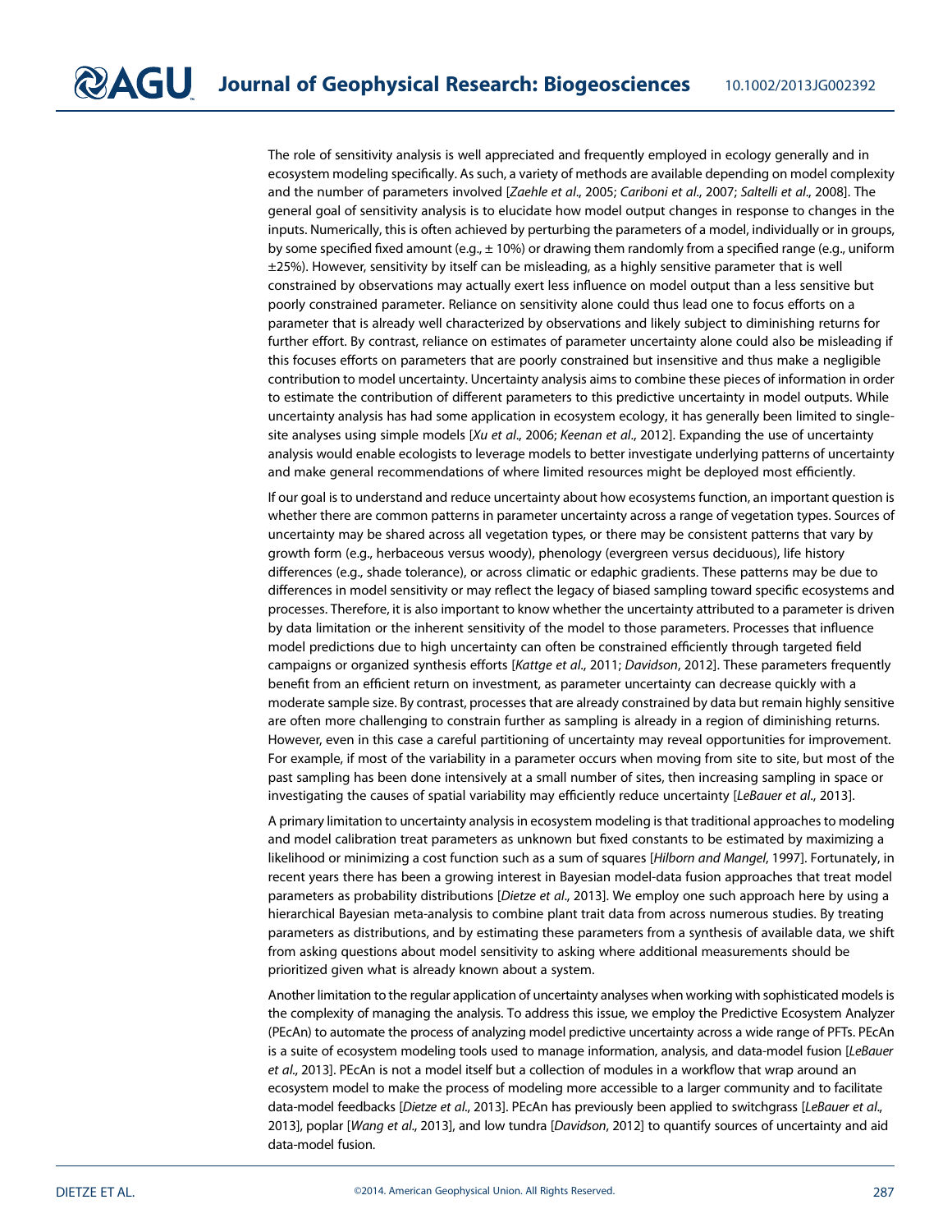The role of sensitivity analysis is well appreciated and frequently employed in ecology generally and in ecosystem modeling specifically. As such, a variety of methods are available depending on model complexity and the number of parameters involved [*Zaehle et al.*, 2005; *Cariboni et al.*, 2007; *Saltelli et al.*, 2008]. The general goal of sensitivity analysis is to elucidate how model output changes in response to changes in the inputs. Numerically, this is often achieved by perturbing the parameters of a model, individually or in groups, by some specified fixed amount (e.g., ± 10%) or drawing them randomly from a specified range (e.g., uniform ±25%). However, sensitivity by itself can be misleading, as a highly sensitive parameter that is well constrained by observations may actually exert less influence on model output than a less sensitive but poorly constrained parameter. Reliance on sensitivity alone could thus lead one to focus efforts on a parameter that is already well characterized by observations and likely subject to diminishing returns for further effort. By contrast, reliance on estimates of parameter uncertainty alone could also be misleading if this focuses efforts on parameters that are poorly constrained but insensitive and thus make a negligible contribution to model uncertainty. Uncertainty analysis aims to combine these pieces of information in order to estimate the contribution of different parameters to this predictive uncertainty in model outputs. While uncertainty analysis has had some application in ecosystem ecology, it has generally been limited to single-site analyses using simple models [*Xu et al.*, 2006; *Keenan et al.*, 2012]. Expanding the use of uncertainty analysis would enable ecologists to leverage models to better investigate underlying patterns of uncertainty and make general recommendations of where limited resources might be deployed most efficiently.

If our goal is to understand and reduce uncertainty about how ecosystems function, an important question is whether there are common patterns in parameter uncertainty across a range of vegetation types. Sources of uncertainty may be shared across all vegetation types, or there may be consistent patterns that vary by growth form (e.g., herbaceous versus woody), phenology (evergreen versus deciduous), life history differences (e.g., shade tolerance), or across climatic or edaphic gradients. These patterns may be due to differences in model sensitivity or may reflect the legacy of biased sampling toward specific ecosystems and processes. Therefore, it is also important to know whether the uncertainty attributed to a parameter is driven by data limitation or the inherent sensitivity of the model to those parameters. Processes that influence model predictions due to high uncertainty can often be constrained efficiently through targeted field campaigns or organized synthesis efforts [*Kattge et al.*, 2011; *Davidson*, 2012]. These parameters frequently benefit from an efficient return on investment, as parameter uncertainty can decrease quickly with a moderate sample size. By contrast, processes that are already constrained by data but remain highly sensitive are often more challenging to constrain further as sampling is already in a region of diminishing returns. However, even in this case a careful partitioning of uncertainty may reveal opportunities for improvement. For example, if most of the variability in a parameter occurs when moving from site to site, but most of the past sampling has been done intensively at a small number of sites, then increasing sampling in space or investigating the causes of spatial variability may efficiently reduce uncertainty [*LeBauer et al.*, 2013].

A primary limitation to uncertainty analysis in ecosystem modeling is that traditional approaches to modeling and model calibration treat parameters as unknown but fixed constants to be estimated by maximizing a likelihood or minimizing a cost function such as a sum of squares [*Hilborn and Mangel*, 1997]. Fortunately, in recent years there has been a growing interest in Bayesian model-data fusion approaches that treat model parameters as probability distributions [*Dietze et al.*, 2013]. We employ one such approach here by using a hierarchical Bayesian meta-analysis to combine plant trait data from across numerous studies. By treating parameters as distributions, and by estimating these parameters from a synthesis of available data, we shift from asking questions about model sensitivity to asking where additional measurements should be prioritized given what is already known about a system.

Another limitation to the regular application of uncertainty analyses when working with sophisticated models is the complexity of managing the analysis. To address this issue, we employ the Predictive Ecosystem Analyzer (PEcAn) to automate the process of analyzing model predictive uncertainty across a wide range of PFTs. PEcAn is a suite of ecosystem modeling tools used to manage information, analysis, and data-model fusion [*LeBauer et al.*, 2013]. PEcAn is not a model itself but a collection of modules in a workflow that wrap around an ecosystem model to make the process of modeling more accessible to a larger community and to facilitate data-model feedbacks [*Dietze et al.*, 2013]. PEcAn has previously been applied to switchgrass [*LeBauer et al.*, 2013], poplar [*Wang et al.*, 2013], and low tundra [*Davidson*, 2012] to quantify sources of uncertainty and aid data-model fusion.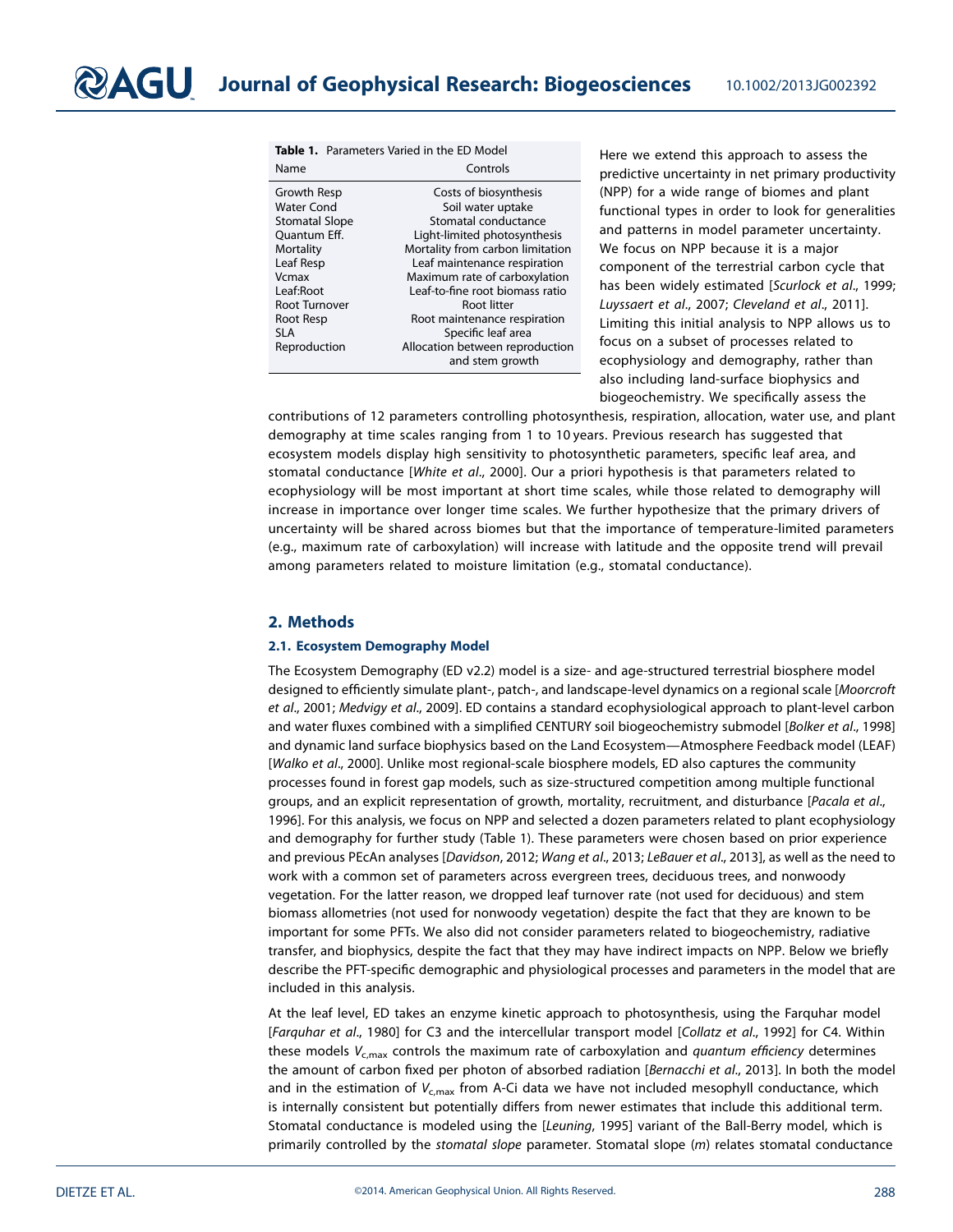**Table 1.** Parameters Varied in the ED Model

| Name | Controls |
|---|---|
| Growth Resp | Costs of biosynthesis |
| Water Cond | Soil water uptake |
| Stomatal Slope | Stomatal conductance |
| Quantum Eff. | Light-limited photosynthesis |
| Mortality | Mortality from carbon limitation |
| Leaf Resp | Leaf maintenance respiration |
| Vcmax | Maximum rate of carboxylation |
| Leaf:Root | Leaf-to-fine root biomass ratio |
| Root Turnover | Root litter |
| Root Resp | Root maintenance respiration |
| SLA | Specific leaf area |
| Reproduction | Allocation between reproduction and stem growth |

Here we extend this approach to assess the predictive uncertainty in net primary productivity (NPP) for a wide range of biomes and plant functional types in order to look for generalities and patterns in model parameter uncertainty. We focus on NPP because it is a major component of the terrestrial carbon cycle that has been widely estimated [*Scurlock et al*., 1999; *Luyssaert et al*., 2007; *Cleveland et al*., 2011]. Limiting this initial analysis to NPP allows us to focus on a subset of processes related to ecophysiology and demography, rather than also including land-surface biophysics and biogeochemistry. We specifically assess the contributions of 12 parameters controlling photosynthesis, respiration, allocation, water use, and plant demography at time scales ranging from 1 to 10 years. Previous research has suggested that ecosystem models display high sensitivity to photosynthetic parameters, specific leaf area, and stomatal conductance [*White et al*., 2000]. Our a priori hypothesis is that parameters related to ecophysiology will be most important at short time scales, while those related to demography will increase in importance over longer time scales. We further hypothesize that the primary drivers of uncertainty will be shared across biomes but that the importance of temperature-limited parameters (e.g., maximum rate of carboxylation) will increase with latitude and the opposite trend will prevail among parameters related to moisture limitation (e.g., stomatal conductance).

## 2. Methods

### 2.1. Ecosystem Demography Model

The Ecosystem Demography (ED v2.2) model is a size- and age-structured terrestrial biosphere model designed to efficiently simulate plant-, patch-, and landscape-level dynamics on a regional scale [*Moorcroft et al*., 2001; *Medvigy et al*., 2009]. ED contains a standard ecophysiological approach to plant-level carbon and water fluxes combined with a simplified CENTURY soil biogeochemistry submodel [*Bolker et al*., 1998] and dynamic land surface biophysics based on the Land Ecosystem—Atmosphere Feedback model (LEAF) [*Walko et al*., 2000]. Unlike most regional-scale biosphere models, ED also captures the community processes found in forest gap models, such as size-structured competition among multiple functional groups, and an explicit representation of growth, mortality, recruitment, and disturbance [*Pacala et al*., 1996]. For this analysis, we focus on NPP and selected a dozen parameters related to plant ecophysiology and demography for further study (Table 1). These parameters were chosen based on prior experience and previous PEcAn analyses [*Davidson*, 2012; *Wang et al*., 2013; *LeBauer et al*., 2013], as well as the need to work with a common set of parameters across evergreen trees, deciduous trees, and nonwoody vegetation. For the latter reason, we dropped leaf turnover rate (not used for deciduous) and stem biomass allometries (not used for nonwoody vegetation) despite the fact that they are known to be important for some PFTs. We also did not consider parameters related to biogeochemistry, radiative transfer, and biophysics, despite the fact that they may have indirect impacts on NPP. Below we briefly describe the PFT-specific demographic and physiological processes and parameters in the model that are included in this analysis.

At the leaf level, ED takes an enzyme kinetic approach to photosynthesis, using the Farquhar model [*Farquhar et al*., 1980] for C3 and the intercellular transport model [*Collatz et al*., 1992] for C4. Within these models $V_{c,max}$ controls the maximum rate of carboxylation and *quantum efficiency* determines the amount of carbon fixed per photon of absorbed radiation [*Bernacchi et al*., 2013]. In both the model and in the estimation of $V_{c,max}$ from A-Ci data we have not included mesophyll conductance, which is internally consistent but potentially differs from newer estimates that include this additional term. Stomatal conductance is modeled using the [*Leuning*, 1995] variant of the Ball-Berry model, which is primarily controlled by the *stomatal slope* parameter. Stomatal slope ($m$) relates stomatal conductance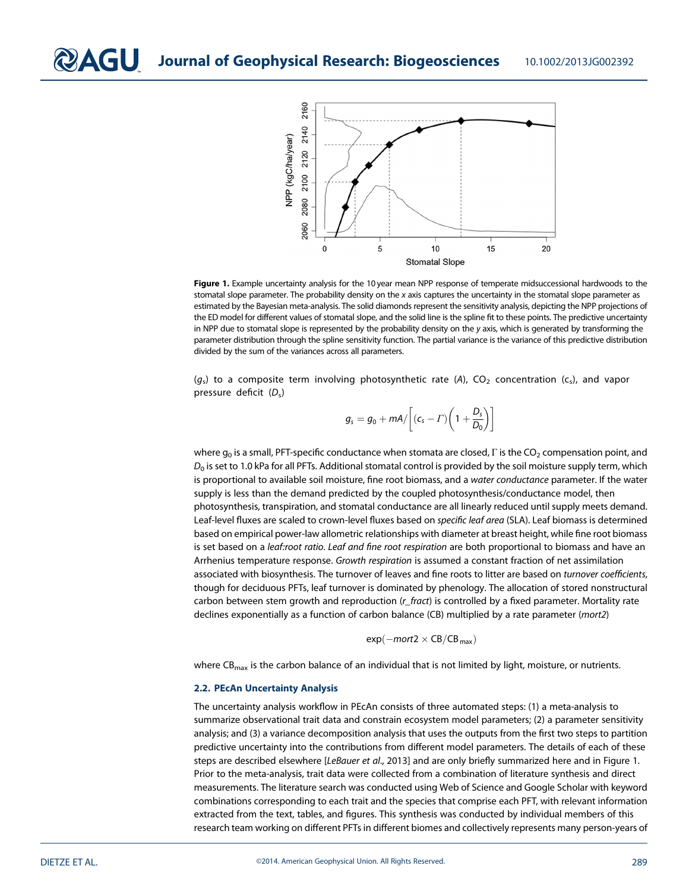**Figure 1.** Example uncertainty analysis for the 10 year mean NPP response of temperate midsuccessional hardwoods to the stomatal slope parameter. The probability density on the *x* axis captures the uncertainty in the stomatal slope parameter as estimated by the Bayesian meta-analysis. The solid diamonds represent the sensitivity analysis, depicting the NPP projections of the ED model for different values of stomatal slope, and the solid line is the spline fit to these points. The predictive uncertainty in NPP due to stomatal slope is represented by the probability density on the *y* axis, which is generated by transforming the parameter distribution through the spline sensitivity function. The partial variance is the variance of this predictive distribution divided by the sum of the variances across all parameters.

($g_s$) to a composite term involving photosynthetic rate ($A$), $CO_2$ concentration ($c_s$), and vapor pressure deficit ($D_s$)

$$g_s = g_0 + mA/\left[(c_s - \Gamma)\left(1 + \frac{D_s}{D_0}\right)\right]$$

where $g_0$ is a small, PFT-specific conductance when stomata are closed, $\Gamma$ is the $CO_2$ compensation point, and $D_0$ is set to 1.0 kPa for all PFTs. Additional stomatal control is provided by the soil moisture supply term, which is proportional to available soil moisture, fine root biomass, and a *water conductance* parameter. If the water supply is less than the demand predicted by the coupled photosynthesis/conductance model, then photosynthesis, transpiration, and stomatal conductance are all linearly reduced until supply meets demand. Leaf-level fluxes are scaled to crown-level fluxes based on *specific leaf area* (SLA). Leaf biomass is determined based on empirical power-law allometric relationships with diameter at breast height, while fine root biomass is set based on a *leaf:root ratio*. *Leaf and fine root respiration* are both proportional to biomass and have an Arrhenius temperature response. *Growth respiration* is assumed a constant fraction of net assimilation associated with biosynthesis. The turnover of leaves and fine roots to litter are based on *turnover coefficients*, though for deciduous PFTs, leaf turnover is dominated by phenology. The allocation of stored nonstructural carbon between stem growth and reproduction (*r_fract*) is controlled by a fixed parameter. Mortality rate declines exponentially as a function of carbon balance (CB) multiplied by a rate parameter (*mort2*)

$$\exp(-mort2 \times \mathrm{CB}/\mathrm{CB}_{max})$$

where $\mathrm{CB}_{max}$ is the carbon balance of an individual that is not limited by light, moisture, or nutrients.

### 2.2. PEcAn Uncertainty Analysis

The uncertainty analysis workflow in PEcAn consists of three automated steps: (1) a meta-analysis to summarize observational trait data and constrain ecosystem model parameters; (2) a parameter sensitivity analysis; and (3) a variance decomposition analysis that uses the outputs from the first two steps to partition predictive uncertainty into the contributions from different model parameters. The details of each of these steps are described elsewhere [*LeBauer et al*., 2013] and are only briefly summarized here and in Figure 1. Prior to the meta-analysis, trait data were collected from a combination of literature synthesis and direct measurements. The literature search was conducted using Web of Science and Google Scholar with keyword combinations corresponding to each trait and the species that comprise each PFT, with relevant information extracted from the text, tables, and figures. This synthesis was conducted by individual members of this research team working on different PFTs in different biomes and collectively represents many person-years of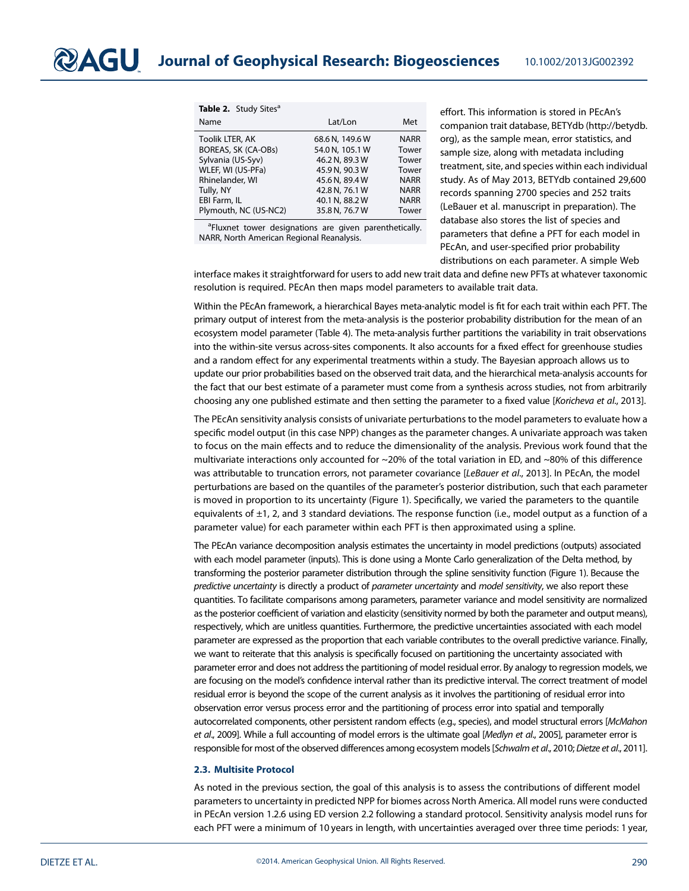**Table 2.** Study Sites[a]

| Name | Lat/Lon | Met |
|---|---|---|
| Toolik LTER, AK | 68.6 N, 149.6 W | NARR |
| BOREAS, SK (CA-OBs) | 54.0 N, 105.1 W | Tower |
| Sylvania (US-Syv) | 46.2 N, 89.3 W | Tower |
| WLEF, WI (US-PFa) | 45.9 N, 90.3 W | Tower |
| Rhinelander, WI | 45.6 N, 89.4 W | NARR |
| Tully, NY | 42.8 N, 76.1 W | NARR |
| EBI Farm, IL | 40.1 N, 88.2 W | NARR |
| Plymouth, NC (US-NC2) | 35.8 N, 76.7 W | Tower |

[a]Fluxnet tower designations are given parenthetically. NARR, North American Regional Reanalysis.

effort. This information is stored in PEcAn's companion trait database, BETYdb (http://betydb.org), as the sample mean, error statistics, and sample size, along with metadata including treatment, site, and species within each individual study. As of May 2013, BETYdb contained 29,600 records spanning 2700 species and 252 traits (LeBauer et al. manuscript in preparation). The database also stores the list of species and parameters that define a PFT for each model in PEcAn, and user-specified prior probability distributions on each parameter. A simple Web interface makes it straightforward for users to add new trait data and define new PFTs at whatever taxonomic resolution is required. PEcAn then maps model parameters to available trait data.

Within the PEcAn framework, a hierarchical Bayes meta-analytic model is fit for each trait within each PFT. The primary output of interest from the meta-analysis is the posterior probability distribution for the mean of an ecosystem model parameter (Table 4). The meta-analysis further partitions the variability in trait observations into the within-site versus across-sites components. It also accounts for a fixed effect for greenhouse studies and a random effect for any experimental treatments within a study. The Bayesian approach allows us to update our prior probabilities based on the observed trait data, and the hierarchical meta-analysis accounts for the fact that our best estimate of a parameter must come from a synthesis across studies, not from arbitrarily choosing any one published estimate and then setting the parameter to a fixed value [*Koricheva et al.*, 2013].

The PEcAn sensitivity analysis consists of univariate perturbations to the model parameters to evaluate how a specific model output (in this case NPP) changes as the parameter changes. A univariate approach was taken to focus on the main effects and to reduce the dimensionality of the analysis. Previous work found that the multivariate interactions only accounted for ~20% of the total variation in ED, and ~80% of this difference was attributable to truncation errors, not parameter covariance [*LeBauer et al.*, 2013]. In PEcAn, the model perturbations are based on the quantiles of the parameter's posterior distribution, such that each parameter is moved in proportion to its uncertainty (Figure 1). Specifically, we varied the parameters to the quantile equivalents of ±1, 2, and 3 standard deviations. The response function (i.e., model output as a function of a parameter value) for each parameter within each PFT is then approximated using a spline.

The PEcAn variance decomposition analysis estimates the uncertainty in model predictions (outputs) associated with each model parameter (inputs). This is done using a Monte Carlo generalization of the Delta method, by transforming the posterior parameter distribution through the spline sensitivity function (Figure 1). Because the *predictive uncertainty* is directly a product of *parameter uncertainty* and *model sensitivity*, we also report these quantities. To facilitate comparisons among parameters, parameter variance and model sensitivity are normalized as the posterior coefficient of variation and elasticity (sensitivity normed by both the parameter and output means), respectively, which are unitless quantities. Furthermore, the predictive uncertainties associated with each model parameter are expressed as the proportion that each variable contributes to the overall predictive variance. Finally, we want to reiterate that this analysis is specifically focused on partitioning the uncertainty associated with parameter error and does not address the partitioning of model residual error. By analogy to regression models, we are focusing on the model's confidence interval rather than its predictive interval. The correct treatment of model residual error is beyond the scope of the current analysis as it involves the partitioning of residual error into observation error versus process error and the partitioning of process error into spatial and temporally autocorrelated components, other persistent random effects (e.g., species), and model structural errors [*McMahon et al.*, 2009]. While a full accounting of model errors is the ultimate goal [*Medlyn et al.*, 2005], parameter error is responsible for most of the observed differences among ecosystem models [*Schwalm et al.*, 2010; *Dietze et al.*, 2011].

### 2.3. Multisite Protocol

As noted in the previous section, the goal of this analysis is to assess the contributions of different model parameters to uncertainty in predicted NPP for biomes across North America. All model runs were conducted in PEcAn version 1.2.6 using ED version 2.2 following a standard protocol. Sensitivity analysis model runs for each PFT were a minimum of 10 years in length, with uncertainties averaged over three time periods: 1 year,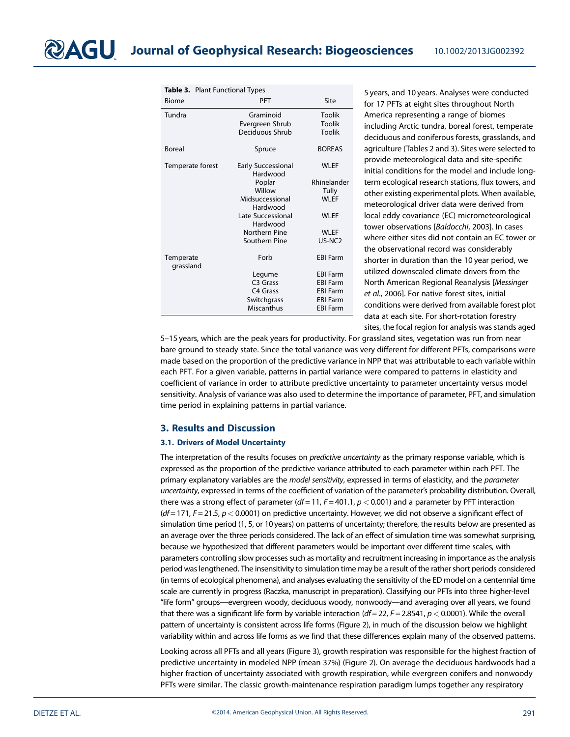**Table 3.** Plant Functional Types

| Biome | PFT | Site |
|---|---|---|
| Tundra | Graminoid | Toolik |
| | Evergreen Shrub | Toolik |
| | Deciduous Shrub | Toolik |
| Boreal | Spruce | BOREAS |
| Temperate forest | Early Successional Hardwood | WLEF |
| | Poplar | Rhinelander |
| | Willow | Tully |
| | Midsuccessional Hardwood | WLEF |
| | Late Successional Hardwood | WLEF |
| | Northern Pine | WLEF |
| | Southern Pine | US-NC2 |
| Temperate grassland | Forb | EBI Farm |
| | Legume | EBI Farm |
| | C3 Grass | EBI Farm |
| | C4 Grass | EBI Farm |
| | Switchgrass | EBI Farm |
| | Miscanthus | EBI Farm |

5 years, and 10 years. Analyses were conducted for 17 PFTs at eight sites throughout North America representing a range of biomes including Arctic tundra, boreal forest, temperate deciduous and coniferous forests, grasslands, and agriculture (Tables 2 and 3). Sites were selected to provide meteorological data and site-specific initial conditions for the model and include long-term ecological research stations, flux towers, and other existing experimental plots. When available, meteorological driver data were derived from local eddy covariance (EC) micrometeorological tower observations [*Baldocchi*, 2003]. In cases where either sites did not contain an EC tower or the observational record was considerably shorter in duration than the 10 year period, we utilized downscaled climate drivers from the North American Regional Reanalysis [*Messinger et al*., 2006]. For native forest sites, initial conditions were derived from available forest plot data at each site. For short-rotation forestry sites, the focal region for analysis was stands aged 5–15 years, which are the peak years for productivity. For grassland sites, vegetation was run from near bare ground to steady state. Since the total variance was very different for different PFTs, comparisons were made based on the proportion of the predictive variance in NPP that was attributable to each variable within each PFT. For a given variable, patterns in partial variance were compared to patterns in elasticity and coefficient of variance in order to attribute predictive uncertainty to parameter uncertainty versus model sensitivity. Analysis of variance was also used to determine the importance of parameter, PFT, and simulation time period in explaining patterns in partial variance.

## 3. Results and Discussion

### 3.1. Drivers of Model Uncertainty

The interpretation of the results focuses on *predictive uncertainty* as the primary response variable, which is expressed as the proportion of the predictive variance attributed to each parameter within each PFT. The primary explanatory variables are the *model sensitivity*, expressed in terms of elasticity, and the *parameter uncertainty*, expressed in terms of the coefficient of variation of the parameter's probability distribution. Overall, there was a strong effect of parameter ($df = 11$, $F = 401.1$, $p < 0.001$) and a parameter by PFT interaction ($df = 171$, $F = 21.5$, $p < 0.0001$) on predictive uncertainty. However, we did not observe a significant effect of simulation time period (1, 5, or 10 years) on patterns of uncertainty; therefore, the results below are presented as an average over the three periods considered. The lack of an effect of simulation time was somewhat surprising, because we hypothesized that different parameters would be important over different time scales, with parameters controlling slow processes such as mortality and recruitment increasing in importance as the analysis period was lengthened. The insensitivity to simulation time may be a result of the rather short periods considered (in terms of ecological phenomena), and analyses evaluating the sensitivity of the ED model on a centennial time scale are currently in progress (Raczka, manuscript in preparation). Classifying our PFTs into three higher-level "life form" groups—evergreen woody, deciduous woody, nonwoody—and averaging over all years, we found that there was a significant life form by variable interaction ($df = 22$, $F = 2.8541$, $p < 0.0001$). While the overall pattern of uncertainty is consistent across life forms (Figure 2), in much of the discussion below we highlight variability within and across life forms as we find that these differences explain many of the observed patterns.

Looking across all PFTs and all years (Figure 3), growth respiration was responsible for the highest fraction of predictive uncertainty in modeled NPP (mean 37%) (Figure 2). On average the deciduous hardwoods had a higher fraction of uncertainty associated with growth respiration, while evergreen conifers and nonwoody PFTs were similar. The classic growth-maintenance respiration paradigm lumps together any respiratory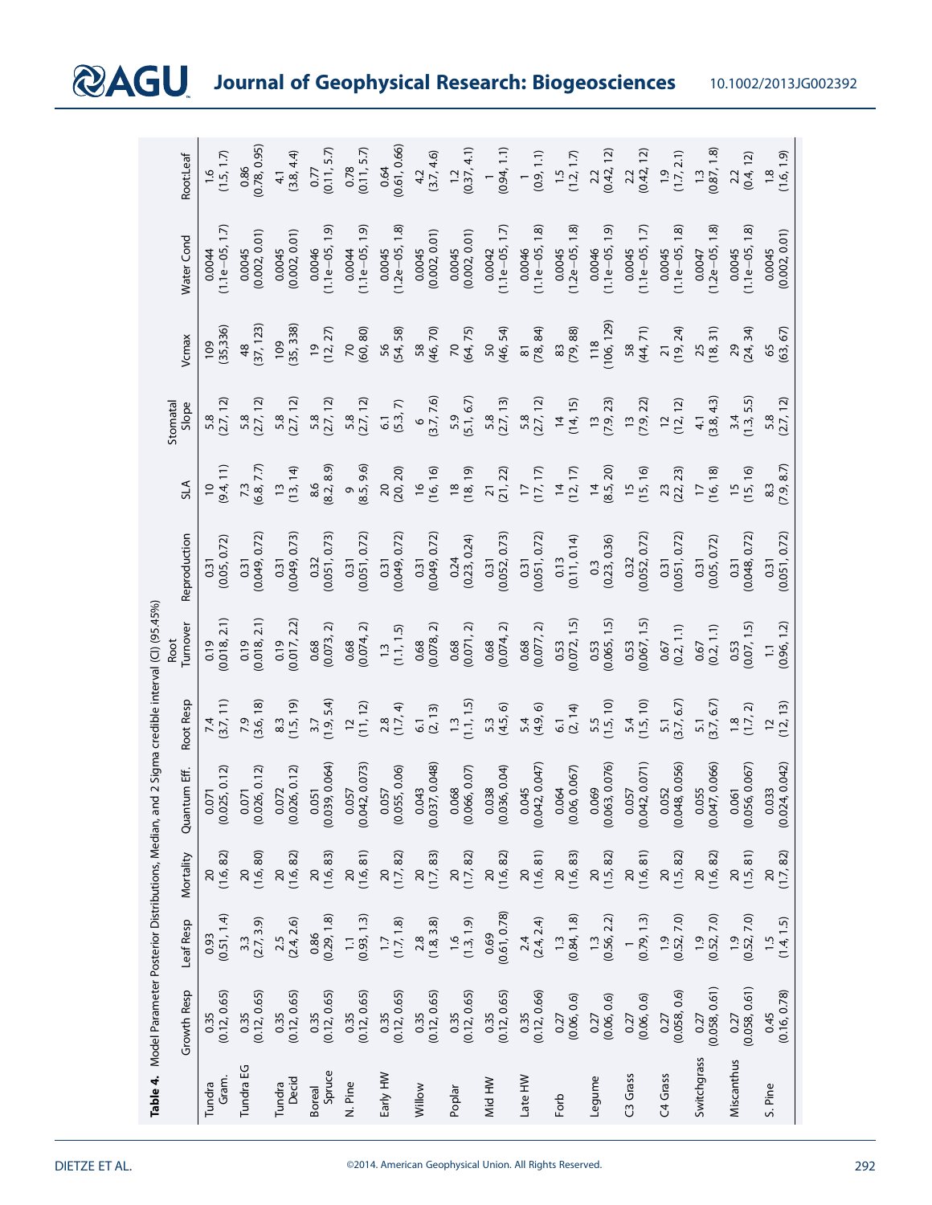**Table 4.** Model Parameter Posterior Distributions, Median, and 2 Sigma credible interval (CI) (95.45%)

| | Growth Resp | Leaf Resp | Mortality | Quantum Eff. | Root Resp | Root Turnover | Reproduction | SLA | Stomatal Slope | Vcmax | Water Cond | Root:Leaf |
|---|---|---|---|---|---|---|---|---|---|---|---|---|
| Tundra Gram. | 0.35 (0.12, 0.65) | 0.93 (0.51, 1.4) | 20 (1.6, 82) | 0.071 (0.025, 0.12) | 7.4 (3.7, 11) | 0.19 (0.018, 2.1) | 0.31 (0.05, 0.72) | 10 (9.4, 11) | 5.8 (2.7, 12) | 109 (35,336) | 0.0044 (1.1e−05, 1.7) | 1.6 (1.5, 1.7) |
| Tundra EG | 0.35 (0.12, 0.65) | 3.3 (2.7, 3.9) | 20 (1.6, 80) | 0.071 (0.026, 0.12) | 7.9 (3.6, 18) | 0.19 (0.018, 2.1) | 0.31 (0.049, 0.72) | 7.3 (6.8, 7.7) | 5.8 (2.7, 12) | 48 (37, 123) | 0.0045 (0.002, 0.01) | 0.86 (0.78, 0.95) |
| Tundra Decid | 0.35 (0.12, 0.65) | 2.5 (2.4, 2.6) | 20 (1.6, 82) | 0.072 (0.026, 0.12) | 8.3 (1.5, 19) | 0.19 (0.017, 2.2) | 0.31 (0.049, 0.73) | 13 (13, 14) | 5.8 (2.7, 12) | 109 (35, 338) | 0.0045 (0.002, 0.01) | 4.1 (3.8, 4.4) |
| Boreal Spruce | 0.35 (0.12, 0.65) | 0.86 (0.29, 1.8) | 20 (1.6, 83) | 0.051 (0.039, 0.064) | 3.7 (1.9, 5.4) | 0.68 (0.073, 2) | 0.32 (0.051, 0.73) | 8.6 (8.2, 8.9) | 5.8 (2.7, 12) | 19 (12, 27) | 0.0046 (1.1e−05, 1.9) | 0.77 (0.11, 5.7) |
| N. Pine | 0.35 (0.12, 0.65) | 1.1 (0.93, 1.3) | 20 (1.6, 81) | 0.057 (0.042, 0.073) | 12 (11, 12) | 0.68 (0.074, 2) | 0.31 (0.051, 0.72) | 9 (8.5, 9.6) | 5.8 (2.7, 12) | 70 (60, 80) | 0.0044 (1.1e−05, 1.9) | 0.78 (0.11, 5.7) |
| Early HW | 0.35 (0.12, 0.65) | 1.7 (1.7, 1.8) | 20 (1.7, 82) | 0.057 (0.055, 0.06) | 2.8 (1.7, 4) | 1.3 (1.1, 1.5) | 0.31 (0.049, 0.72) | 20 (20, 20) | 6.1 (5.3, 7) | 56 (54, 58) | 0.0045 (1.2e−05, 1.8) | 0.64 (0.61, 0.66) |
| Willow | 0.35 (0.12, 0.65) | 2.8 (1.8, 3.8) | 20 (1.7, 83) | 0.043 (0.037, 0.048) | 6.1 (2, 13) | 0.68 (0.078, 2) | 0.31 (0.049, 0.72) | 16 (16, 16) | 6 (3.7, 7.6) | 58 (46, 70) | 0.0045 (0.002, 0.01) | 4.2 (3.7, 4.6) |
| Poplar | 0.35 (0.12, 0.65) | 1.6 (1.3, 1.9) | 20 (1.7, 82) | 0.068 (0.066, 0.07) | 1.3 (1.1, 1.5) | 0.68 (0.071, 2) | 0.24 (0.23, 0.24) | 18 (18, 19) | 5.9 (5.1, 6.7) | 70 (64, 75) | 0.0045 (0.002, 0.01) | 1.2 (0.37, 4.1) |
| Mid HW | 0.35 (0.12, 0.65) | 0.69 (0.61, 0.78) | 20 (1.6, 82) | 0.038 (0.036, 0.04) | 5.3 (4.5, 6) | 0.68 (0.074, 2) | 0.31 (0.052, 0.73) | 21 (21, 22) | 5.8 (2.7, 13) | 50 (46, 54) | 0.0042 (1.1e−05, 1.7) | 1 (0.94, 1.1) |
| Late HW | 0.35 (0.12, 0.66) | 2.4 (2.4, 2.4) | 20 (1.6, 81) | 0.045 (0.042, 0.047) | 5.4 (4.9, 6) | 0.68 (0.077, 2) | 0.31 (0.051, 0.72) | 17 (17, 17) | 5.8 (2.7, 12) | 81 (78, 84) | 0.0046 (1.1e−05, 1.8) | 1 (0.9, 1.1) |
| Forb | 0.27 (0.06, 0.6) | 1.3 (0.84, 1.8) | 20 (1.6, 83) | 0.064 (0.06, 0.067) | 6.1 (2, 14) | 0.53 (0.072, 1.5) | 0.13 (0.11, 0.14) | 14 (12, 17) | 14 (14, 15) | 83 (79, 88) | 0.0045 (1.2e−05, 1.8) | 1.5 (1.2, 1.7) |
| Legume | 0.27 (0.06, 0.6) | 1.3 (0.56, 2.2) | 20 (1.5, 82) | 0.069 (0.063, 0.076) | 5.5 (1.5, 10) | 0.53 (0.065, 1.5) | 0.3 (0.23, 0.36) | 14 (8.5, 20) | 13 (7.9, 23) | 118 (106, 129) | 0.0046 (1.1e−05, 1.9) | 2.2 (0.42, 12) |
| C3 Grass | 0.27 (0.06, 0.6) | 1 (0.79, 1.3) | 20 (1.6, 81) | 0.057 (0.042, 0.071) | 5.4 (1.5, 10) | 0.53 (0.067, 1.5) | 0.32 (0.052, 0.72) | 15 (15, 16) | 13 (7.9, 22) | 58 (44, 71) | 0.0045 (1.1e−05, 1.7) | 2.2 (0.42, 12) |
| C4 Grass | 0.27 (0.058, 0.6) | 1.9 (0.52, 7.0) | 20 (1.5, 82) | 0.052 (0.048, 0.056) | 5.1 (3.7, 6.7) | 0.67 (0.2, 1.1) | 0.31 (0.051, 0.72) | 23 (22, 23) | 12 (12, 12) | 21 (19, 24) | 0.0045 (1.1e−05, 1.8) | 1.9 (1.7, 2.1) |
| Switchgrass | 0.27 (0.058, 0.61) | 1.9 (0.52, 7.0) | 20 (1.6, 82) | 0.055 (0.047, 0.066) | 5.1 (3.7, 6.7) | 0.67 (0.2, 1.1) | 0.31 (0.05, 0.72) | 17 (16, 18) | 4.1 (3.8, 4.3) | 25 (18, 31) | 0.0047 (1.2e−05, 1.8) | 1.3 (0.87, 1.8) |
| Miscanthus | 0.27 (0.058, 0.61) | 1.9 (0.52, 7.0) | 20 (1.5, 81) | 0.061 (0.056, 0.067) | 1.8 (1.7, 2) | 0.53 (0.07, 1.5) | 0.31 (0.048, 0.72) | 15 (15, 16) | 3.4 (1.3, 5.5) | 29 (24, 34) | 0.0045 (1.1e−05, 1.8) | 2.2 (0.4, 12) |
| S. Pine | 0.45 (0.16, 0.78) | 1.5 (1.4, 1.5) | 20 (1.7, 82) | 0.033 (0.024, 0.042) | 12 (12, 13) | 1.1 (0.96, 1.2) | 0.31 (0.051, 0.72) | 8.3 (7.9, 8.7) | 5.8 (2.7, 12) | 65 (63, 67) | 0.0045 (0.002, 0.01) | 1.8 (1.6, 1.9) |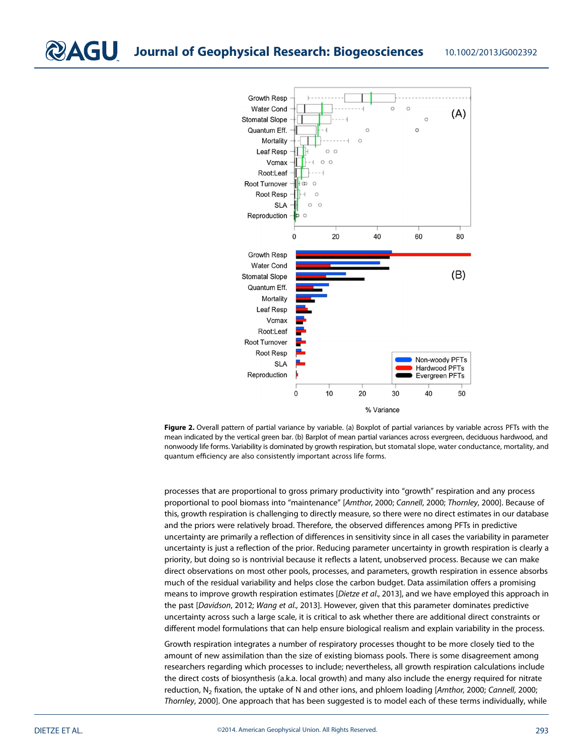**Figure 2.** Overall pattern of partial variance by variable. (a) Boxplot of partial variances by variable across PFTs with the mean indicated by the vertical green bar. (b) Barplot of mean partial variances across evergreen, deciduous hardwood, and nonwoody life forms. Variability is dominated by growth respiration, but stomatal slope, water conductance, mortality, and quantum efficiency are also consistently important across life forms.

processes that are proportional to gross primary productivity into "growth" respiration and any process proportional to pool biomass into "maintenance" [*Amthor*, 2000; *Cannell*, 2000; *Thornley*, 2000]. Because of this, growth respiration is challenging to directly measure, so there were no direct estimates in our database and the priors were relatively broad. Therefore, the observed differences among PFTs in predictive uncertainty are primarily a reflection of differences in sensitivity since in all cases the variability in parameter uncertainty is just a reflection of the prior. Reducing parameter uncertainty in growth respiration is clearly a priority, but doing so is nontrivial because it reflects a latent, unobserved process. Because we can make direct observations on most other pools, processes, and parameters, growth respiration in essence absorbs much of the residual variability and helps close the carbon budget. Data assimilation offers a promising means to improve growth respiration estimates [*Dietze et al.*, 2013], and we have employed this approach in the past [*Davidson*, 2012; *Wang et al.*, 2013]. However, given that this parameter dominates predictive uncertainty across such a large scale, it is critical to ask whether there are additional direct constraints or different model formulations that can help ensure biological realism and explain variability in the process.

Growth respiration integrates a number of respiratory processes thought to be more closely tied to the amount of new assimilation than the size of existing biomass pools. There is some disagreement among researchers regarding which processes to include; nevertheless, all growth respiration calculations include the direct costs of biosynthesis (a.k.a. local growth) and many also include the energy required for nitrate reduction, $N_2$ fixation, the uptake of N and other ions, and phloem loading [*Amthor*, 2000; *Cannell*, 2000; *Thornley*, 2000]. One approach that has been suggested is to model each of these terms individually, while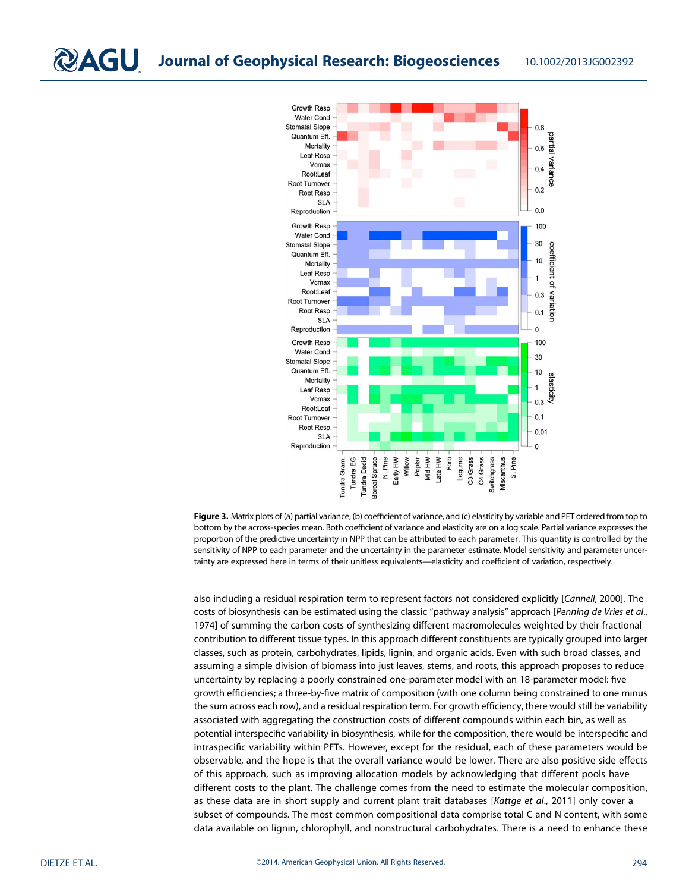**Figure 3.** Matrix plots of (a) partial variance, (b) coefficient of variance, and (c) elasticity by variable and PFT ordered from top to bottom by the across-species mean. Both coefficient of variance and elasticity are on a log scale. Partial variance expresses the proportion of the predictive uncertainty in NPP that can be attributed to each parameter. This quantity is controlled by the sensitivity of NPP to each parameter and the uncertainty in the parameter estimate. Model sensitivity and parameter uncertainty are expressed here in terms of their unitless equivalents—elasticity and coefficient of variation, respectively.

also including a residual respiration term to represent factors not considered explicitly [*Cannell*, 2000]. The costs of biosynthesis can be estimated using the classic "pathway analysis" approach [*Penning de Vries et al.*, 1974] of summing the carbon costs of synthesizing different macromolecules weighted by their fractional contribution to different tissue types. In this approach different constituents are typically grouped into larger classes, such as protein, carbohydrates, lipids, lignin, and organic acids. Even with such broad classes, and assuming a simple division of biomass into just leaves, stems, and roots, this approach proposes to reduce uncertainty by replacing a poorly constrained one-parameter model with an 18-parameter model: five growth efficiencies; a three-by-five matrix of composition (with one column being constrained to one minus the sum across each row), and a residual respiration term. For growth efficiency, there would still be variability associated with aggregating the construction costs of different compounds within each bin, as well as potential interspecific variability in biosynthesis, while for the composition, there would be interspecific and intraspecific variability within PFTs. However, except for the residual, each of these parameters would be observable, and the hope is that the overall variance would be lower. There are also positive side effects of this approach, such as improving allocation models by acknowledging that different pools have different costs to the plant. The challenge comes from the need to estimate the molecular composition, as these data are in short supply and current plant trait databases [*Kattge et al.*, 2011] only cover a subset of compounds. The most common compositional data comprise total C and N content, with some data available on lignin, chlorophyll, and nonstructural carbohydrates. There is a need to enhance these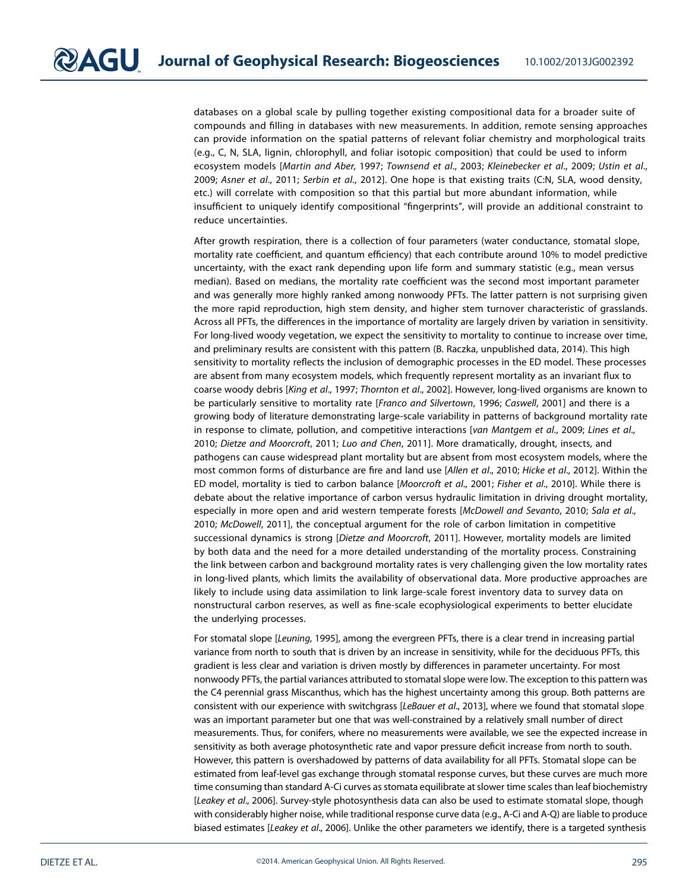databases on a global scale by pulling together existing compositional data for a broader suite of compounds and filling in databases with new measurements. In addition, remote sensing approaches can provide information on the spatial patterns of relevant foliar chemistry and morphological traits (e.g., C, N, SLA, lignin, chlorophyll, and foliar isotopic composition) that could be used to inform ecosystem models [*Martin and Aber*, 1997; *Townsend et al*., 2003; *Kleinebecker et al*., 2009; *Ustin et al*., 2009; *Asner et al*., 2011; *Serbin et al*., 2012]. One hope is that existing traits (C:N, SLA, wood density, etc.) will correlate with composition so that this partial but more abundant information, while insufficient to uniquely identify compositional "fingerprints", will provide an additional constraint to reduce uncertainties.

After growth respiration, there is a collection of four parameters (water conductance, stomatal slope, mortality rate coefficient, and quantum efficiency) that each contribute around 10% to model predictive uncertainty, with the exact rank depending upon life form and summary statistic (e.g., mean versus median). Based on medians, the mortality rate coefficient was the second most important parameter and was generally more highly ranked among nonwoody PFTs. The latter pattern is not surprising given the more rapid reproduction, high stem density, and higher stem turnover characteristic of grasslands. Across all PFTs, the differences in the importance of mortality are largely driven by variation in sensitivity. For long-lived woody vegetation, we expect the sensitivity to mortality to continue to increase over time, and preliminary results are consistent with this pattern (B. Raczka, unpublished data, 2014). This high sensitivity to mortality reflects the inclusion of demographic processes in the ED model. These processes are absent from many ecosystem models, which frequently represent mortality as an invariant flux to coarse woody debris [*King et al*., 1997; *Thornton et al*., 2002]. However, long-lived organisms are known to be particularly sensitive to mortality rate [*Franco and Silvertown*, 1996; *Caswell*, 2001] and there is a growing body of literature demonstrating large-scale variability in patterns of background mortality rate in response to climate, pollution, and competitive interactions [*van Mantgem et al*., 2009; *Lines et al*., 2010; *Dietze and Moorcroft*, 2011; *Luo and Chen*, 2011]. More dramatically, drought, insects, and pathogens can cause widespread plant mortality but are absent from most ecosystem models, where the most common forms of disturbance are fire and land use [*Allen et al*., 2010; *Hicke et al*., 2012]. Within the ED model, mortality is tied to carbon balance [*Moorcroft et al*., 2001; *Fisher et al*., 2010]. While there is debate about the relative importance of carbon versus hydraulic limitation in driving drought mortality, especially in more open and arid western temperate forests [*McDowell and Sevanto*, 2010; *Sala et al*., 2010; *McDowell*, 2011], the conceptual argument for the role of carbon limitation in competitive successional dynamics is strong [*Dietze and Moorcroft*, 2011]. However, mortality models are limited by both data and the need for a more detailed understanding of the mortality process. Constraining the link between carbon and background mortality rates is very challenging given the low mortality rates in long-lived plants, which limits the availability of observational data. More productive approaches are likely to include using data assimilation to link large-scale forest inventory data to survey data on nonstructural carbon reserves, as well as fine-scale ecophysiological experiments to better elucidate the underlying processes.

For stomatal slope [*Leuning*, 1995], among the evergreen PFTs, there is a clear trend in increasing partial variance from north to south that is driven by an increase in sensitivity, while for the deciduous PFTs, this gradient is less clear and variation is driven mostly by differences in parameter uncertainty. For most nonwoody PFTs, the partial variances attributed to stomatal slope were low. The exception to this pattern was the C4 perennial grass Miscanthus, which has the highest uncertainty among this group. Both patterns are consistent with our experience with switchgrass [*LeBauer et al*., 2013], where we found that stomatal slope was an important parameter but one that was well-constrained by a relatively small number of direct measurements. Thus, for conifers, where no measurements were available, we see the expected increase in sensitivity as both average photosynthetic rate and vapor pressure deficit increase from north to south. However, this pattern is overshadowed by patterns of data availability for all PFTs. Stomatal slope can be estimated from leaf-level gas exchange through stomatal response curves, but these curves are much more time consuming than standard A-Ci curves as stomata equilibrate at slower time scales than leaf biochemistry [*Leakey et al*., 2006]. Survey-style photosynthesis data can also be used to estimate stomatal slope, though with considerably higher noise, while traditional response curve data (e.g., A-Ci and A-Q) are liable to produce biased estimates [*Leakey et al*., 2006]. Unlike the other parameters we identify, there is a targeted synthesis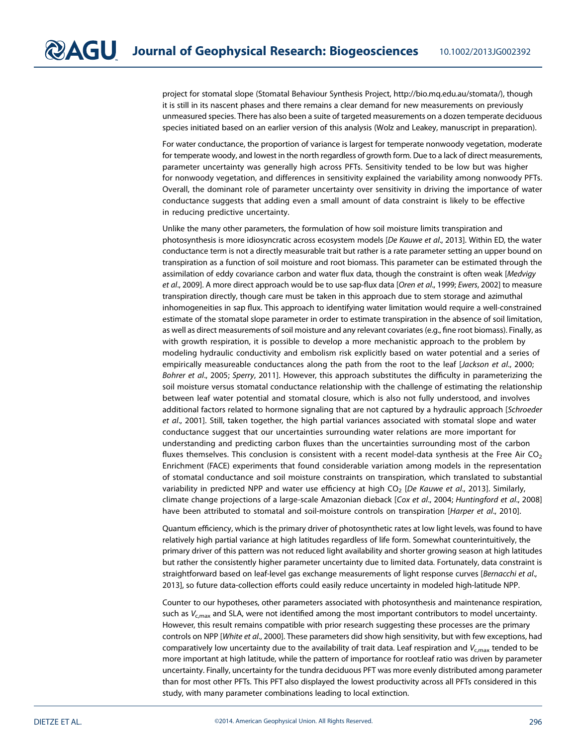project for stomatal slope (Stomatal Behaviour Synthesis Project, http://bio.mq.edu.au/stomata/), though it is still in its nascent phases and there remains a clear demand for new measurements on previously unmeasured species. There has also been a suite of targeted measurements on a dozen temperate deciduous species initiated based on an earlier version of this analysis (Wolz and Leakey, manuscript in preparation).

For water conductance, the proportion of variance is largest for temperate nonwoody vegetation, moderate for temperate woody, and lowest in the north regardless of growth form. Due to a lack of direct measurements, parameter uncertainty was generally high across PFTs. Sensitivity tended to be low but was higher for nonwoody vegetation, and differences in sensitivity explained the variability among nonwoody PFTs. Overall, the dominant role of parameter uncertainty over sensitivity in driving the importance of water conductance suggests that adding even a small amount of data constraint is likely to be effective in reducing predictive uncertainty.

Unlike the many other parameters, the formulation of how soil moisture limits transpiration and photosynthesis is more idiosyncratic across ecosystem models [*De Kauwe et al*., 2013]. Within ED, the water conductance term is not a directly measurable trait but rather is a rate parameter setting an upper bound on transpiration as a function of soil moisture and root biomass. This parameter can be estimated through the assimilation of eddy covariance carbon and water flux data, though the constraint is often weak [*Medvigy et al*., 2009]. A more direct approach would be to use sap-flux data [*Oren et al*., 1999; *Ewers*, 2002] to measure transpiration directly, though care must be taken in this approach due to stem storage and azimuthal inhomogeneities in sap flux. This approach to identifying water limitation would require a well-constrained estimate of the stomatal slope parameter in order to estimate transpiration in the absence of soil limitation, as well as direct measurements of soil moisture and any relevant covariates (e.g., fine root biomass). Finally, as with growth respiration, it is possible to develop a more mechanistic approach to the problem by modeling hydraulic conductivity and embolism risk explicitly based on water potential and a series of empirically measureable conductances along the path from the root to the leaf [*Jackson et al*., 2000; *Bohrer et al*., 2005; *Sperry*, 2011]. However, this approach substitutes the difficulty in parameterizing the soil moisture versus stomatal conductance relationship with the challenge of estimating the relationship between leaf water potential and stomatal closure, which is also not fully understood, and involves additional factors related to hormone signaling that are not captured by a hydraulic approach [*Schroeder et al*., 2001]. Still, taken together, the high partial variances associated with stomatal slope and water conductance suggest that our uncertainties surrounding water relations are more important for understanding and predicting carbon fluxes than the uncertainties surrounding most of the carbon fluxes themselves. This conclusion is consistent with a recent model-data synthesis at the Free Air $CO_2$ Enrichment (FACE) experiments that found considerable variation among models in the representation of stomatal conductance and soil moisture constraints on transpiration, which translated to substantial variability in predicted NPP and water use efficiency at high $CO_2$ [*De Kauwe et al*., 2013]. Similarly, climate change projections of a large-scale Amazonian dieback [*Cox et al*., 2004; *Huntingford et al*., 2008] have been attributed to stomatal and soil-moisture controls on transpiration [*Harper et al*., 2010].

Quantum efficiency, which is the primary driver of photosynthetic rates at low light levels, was found to have relatively high partial variance at high latitudes regardless of life form. Somewhat counterintuitively, the primary driver of this pattern was not reduced light availability and shorter growing season at high latitudes but rather the consistently higher parameter uncertainty due to limited data. Fortunately, data constraint is straightforward based on leaf-level gas exchange measurements of light response curves [*Bernacchi et al*., 2013], so future data-collection efforts could easily reduce uncertainty in modeled high-latitude NPP.

Counter to our hypotheses, other parameters associated with photosynthesis and maintenance respiration, such as $V_{c,max}$ and SLA, were not identified among the most important contributors to model uncertainty. However, this result remains compatible with prior research suggesting these processes are the primary controls on NPP [*White et al*., 2000]. These parameters did show high sensitivity, but with few exceptions, had comparatively low uncertainty due to the availability of trait data. Leaf respiration and $V_{c,max}$ tended to be more important at high latitude, while the pattern of importance for root:leaf ratio was driven by parameter uncertainty. Finally, uncertainty for the tundra deciduous PFT was more evenly distributed among parameter than for most other PFTs. This PFT also displayed the lowest productivity across all PFTs considered in this study, with many parameter combinations leading to local extinction.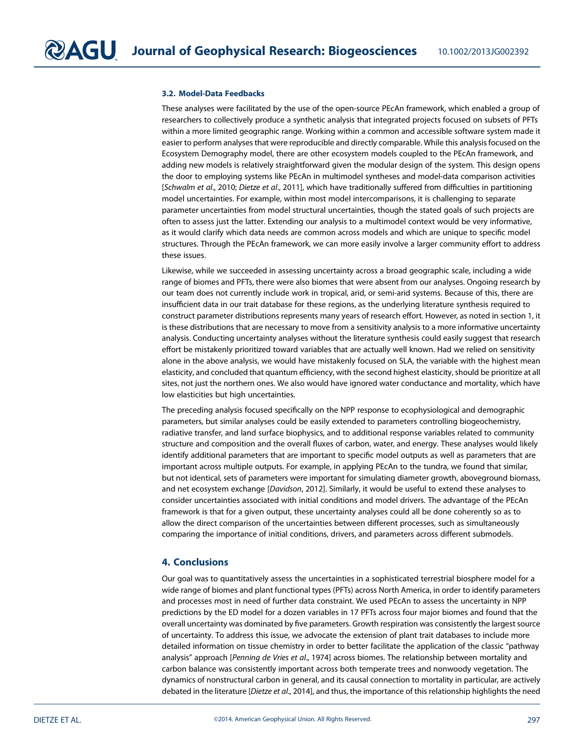### 3.2. Model-Data Feedbacks

These analyses were facilitated by the use of the open-source PEcAn framework, which enabled a group of researchers to collectively produce a synthetic analysis that integrated projects focused on subsets of PFTs within a more limited geographic range. Working within a common and accessible software system made it easier to perform analyses that were reproducible and directly comparable. While this analysis focused on the Ecosystem Demography model, there are other ecosystem models coupled to the PEcAn framework, and adding new models is relatively straightforward given the modular design of the system. This design opens the door to employing systems like PEcAn in multimodel syntheses and model-data comparison activities [*Schwalm et al*., 2010; *Dietze et al*., 2011], which have traditionally suffered from difficulties in partitioning model uncertainties. For example, within most model intercomparisons, it is challenging to separate parameter uncertainties from model structural uncertainties, though the stated goals of such projects are often to assess just the latter. Extending our analysis to a multimodel context would be very informative, as it would clarify which data needs are common across models and which are unique to specific model structures. Through the PEcAn framework, we can more easily involve a larger community effort to address these issues.

Likewise, while we succeeded in assessing uncertainty across a broad geographic scale, including a wide range of biomes and PFTs, there were also biomes that were absent from our analyses. Ongoing research by our team does not currently include work in tropical, arid, or semi-arid systems. Because of this, there are insufficient data in our trait database for these regions, as the underlying literature synthesis required to construct parameter distributions represents many years of research effort. However, as noted in section 1, it is these distributions that are necessary to move from a sensitivity analysis to a more informative uncertainty analysis. Conducting uncertainty analyses without the literature synthesis could easily suggest that research effort be mistakenly prioritized toward variables that are actually well known. Had we relied on sensitivity alone in the above analysis, we would have mistakenly focused on SLA, the variable with the highest mean elasticity, and concluded that quantum efficiency, with the second highest elasticity, should be prioritize at all sites, not just the northern ones. We also would have ignored water conductance and mortality, which have low elasticities but high uncertainties.

The preceding analysis focused specifically on the NPP response to ecophysiological and demographic parameters, but similar analyses could be easily extended to parameters controlling biogeochemistry, radiative transfer, and land surface biophysics, and to additional response variables related to community structure and composition and the overall fluxes of carbon, water, and energy. These analyses would likely identify additional parameters that are important to specific model outputs as well as parameters that are important across multiple outputs. For example, in applying PEcAn to the tundra, we found that similar, but not identical, sets of parameters were important for simulating diameter growth, aboveground biomass, and net ecosystem exchange [*Davidson*, 2012]. Similarly, it would be useful to extend these analyses to consider uncertainties associated with initial conditions and model drivers. The advantage of the PEcAn framework is that for a given output, these uncertainty analyses could all be done coherently so as to allow the direct comparison of the uncertainties between different processes, such as simultaneously comparing the importance of initial conditions, drivers, and parameters across different submodels.

## 4. Conclusions

Our goal was to quantitatively assess the uncertainties in a sophisticated terrestrial biosphere model for a wide range of biomes and plant functional types (PFTs) across North America, in order to identify parameters and processes most in need of further data constraint. We used PEcAn to assess the uncertainty in NPP predictions by the ED model for a dozen variables in 17 PFTs across four major biomes and found that the overall uncertainty was dominated by five parameters. Growth respiration was consistently the largest source of uncertainty. To address this issue, we advocate the extension of plant trait databases to include more detailed information on tissue chemistry in order to better facilitate the application of the classic "pathway analysis" approach [*Penning de Vries et al*., 1974] across biomes. The relationship between mortality and carbon balance was consistently important across both temperate trees and nonwoody vegetation. The dynamics of nonstructural carbon in general, and its causal connection to mortality in particular, are actively debated in the literature [*Dietze et al*., 2014], and thus, the importance of this relationship highlights the need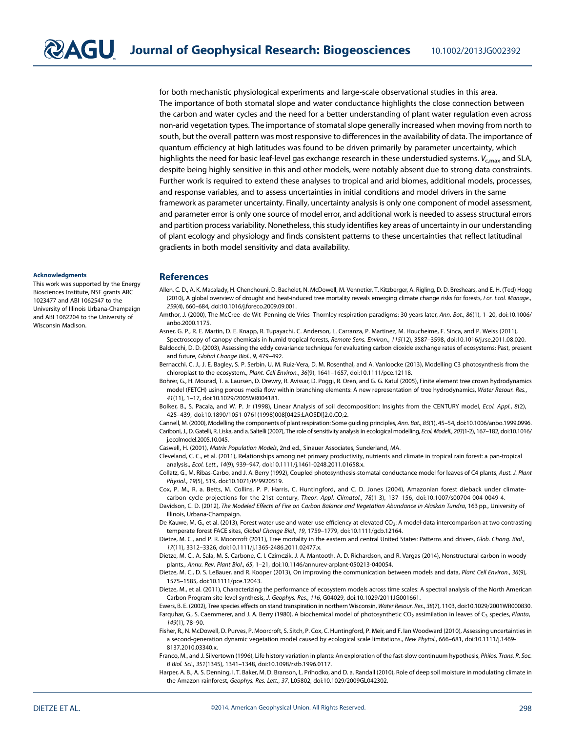for both mechanistic physiological experiments and large-scale observational studies in this area. The importance of both stomatal slope and water conductance highlights the close connection between the carbon and water cycles and the need for a better understanding of plant water regulation even across non-arid vegetation types. The importance of stomatal slope generally increased when moving from north to south, but the overall pattern was most responsive to differences in the availability of data. The importance of quantum efficiency at high latitudes was found to be driven primarily by parameter uncertainty, which highlights the need for basic leaf-level gas exchange research in these understudied systems. $V_{c,max}$ and SLA, despite being highly sensitive in this and other models, were notably absent due to strong data constraints. Further work is required to extend these analyses to tropical and arid biomes, additional models, processes, and response variables, and to assess uncertainties in initial conditions and model drivers in the same framework as parameter uncertainty. Finally, uncertainty analysis is only one component of model assessment, and parameter error is only one source of model error, and additional work is needed to assess structural errors and partition process variability. Nonetheless, this study identifies key areas of uncertainty in our understanding of plant ecology and physiology and finds consistent patterns to these uncertainties that reflect latitudinal gradients in both model sensitivity and data availability.

#### Acknowledgments

This work was supported by the Energy Biosciences Institute, NSF grants ARC 1023477 and ABI 1062547 to the University of Illinois Urbana-Champaign and ABI 1062204 to the University of Wisconsin Madison.

## References

Allen, C. D., A. K. Macalady, H. Chenchouni, D. Bachelet, N. McDowell, M. Vennetier, T. Kitzberger, A. Rigling, D. D. Breshears, and E. H. (Ted) Hogg (2010), A global overview of drought and heat-induced tree mortality reveals emerging climate change risks for forests, *For. Ecol. Manage.*, *259*(4), 660–684, doi:10.1016/j.foreco.2009.09.001.

Amthor, J. (2000), The McCree–de Wit–Penning de Vries–Thornley respiration paradigms: 30 years later, *Ann. Bot.*, *86*(1), 1–20, doi:10.1006/anbo.2000.1175.

Asner, G. P., R. E. Martin, D. E. Knapp, R. Tupayachi, C. Anderson, L. Carranza, P. Martinez, M. Houcheime, F. Sinca, and P. Weiss (2011), Spectroscopy of canopy chemicals in humid tropical forests, *Remote Sens. Environ.*, *115*(12), 3587–3598, doi:10.1016/j.rse.2011.08.020.

Baldocchi, D. D. (2003), Assessing the eddy covariance technique for evaluating carbon dioxide exchange rates of ecosystems: Past, present and future, *Global Change Biol.*, *9*, 479–492.

Bernacchi, C. J., J. E. Bagley, S. P. Serbin, U. M. Ruiz-Vera, D. M. Rosenthal, and A. Vanloocke (2013), Modelling C3 photosynthesis from the chloroplast to the ecosystem., *Plant. Cell Environ.*, *36*(9), 1641–1657, doi:10.1111/pce.12118.

Bohrer, G., H. Mourad, T. a. Laursen, D. Drewry, R. Avissar, D. Poggi, R. Oren, and G. G. Katul (2005), Finite element tree crown hydrodynamics model (FETCH) using porous media flow within branching elements: A new representation of tree hydrodynamics, *Water Resour. Res.*, *41*(11), 1–17, doi:10.1029/2005WR004181.

Bolker, B., S. Pacala, and W. P. Jr (1998), Linear Analysis of soil decomposition: Insights from the CENTURY model, *Ecol. Appl.*, *8*(2), 425–439, doi:10.1890/1051-0761(1998)008[0425:LAOSDI]2.0.CO;2.

Cannell, M. (2000), Modelling the components of plant respiration: Some guiding principles, *Ann. Bot.*, *85*(1), 45–54, doi:10.1006/anbo.1999.0996.

Cariboni, J., D. Gatelli, R. Liska, and a. Saltelli (2007), The role of sensitivity analysis in ecological modelling, *Ecol. Modell.*, *203*(1-2), 167–182, doi:10.1016/j.ecolmodel.2005.10.045.

Caswell, H. (2001), *Matrix Population Models*, 2nd ed., Sinauer Associates, Sunderland, MA.

Cleveland, C. C., et al. (2011), Relationships among net primary productivity, nutrients and climate in tropical rain forest: a pan-tropical analysis., *Ecol. Lett.*, *14*(9), 939–947, doi:10.1111/j.1461-0248.2011.01658.x.

Collatz, G., M. Ribas-Carbo, and J. A. Berry (1992), Coupled photosynthesis-stomatal conductance model for leaves of C4 plants, *Aust. J. Plant Physiol.*, *19*(5), 519, doi:10.1071/PP9920519.

Cox, P. M., R. a. Betts, M. Collins, P. P. Harris, C. Huntingford, and C. D. Jones (2004), Amazonian forest dieback under climate-carbon cycle projections for the 21st century, *Theor. Appl. Climatol.*, *78*(1-3), 137–156, doi:10.1007/s00704-004-0049-4.

Davidson, C. D. (2012), *The Modeled Effects of Fire on Carbon Balance and Vegetation Abundance in Alaskan Tundra*, 163 pp., University of Illinois, Urbana-Champaign.

De Kauwe, M. G., et al. (2013), Forest water use and water use efficiency at elevated $CO_2$: A model-data intercomparison at two contrasting temperate forest FACE sites, *Global Change Biol.*, *19*, 1759–1779, doi:10.1111/gcb.12164.

Dietze, M. C., and P. R. Moorcroft (2011), Tree mortality in the eastern and central United States: Patterns and drivers, *Glob. Chang. Biol.*, *17*(11), 3312–3326, doi:10.1111/j.1365-2486.2011.02477.x.

Dietze, M. C., A. Sala, M. S. Carbone, C. I. Czimczik, J. A. Mantooth, A. D. Richardson, and R. Vargas (2014), Nonstructural carbon in woody plants., *Annu. Rev. Plant Biol.*, *65*, 1–21, doi:10.1146/annurev-arplant-050213-040054.

Dietze, M. C., D. S. LeBauer, and R. Kooper (2013), On improving the communication between models and data, *Plant Cell Environ.*, *36*(9), 1575–1585, doi:10.1111/pce.12043.

Dietze, M., et al. (2011), Characterizing the performance of ecosystem models across time scales: A spectral analysis of the North American Carbon Program site-level synthesis, *J. Geophys. Res.*, *116*, G04029, doi:10.1029/2011JG001661.

Ewers, B. E. (2002), Tree species effects on stand transpiration in northern Wisconsin, *Water Resour. Res.*, *38*(7), 1103, doi:10.1029/2001WR000830.

Farquhar, G., S. Caemmerer, and J. A. Berry (1980), A biochemical model of photosynthetic $CO_2$ assimilation in leaves of $C_3$ species, *Planta*, *149*(1), 78–90.

Fisher, R., N. McDowell, D. Purves, P. Moorcroft, S. Sitch, P. Cox, C. Huntingford, P. Meir, and F. Ian Woodward (2010), Assessing uncertainties in a second-generation dynamic vegetation model caused by ecological scale limitations., *New Phytol.*, 666–681, doi:10.1111/j.1469-8137.2010.03340.x.

Franco, M., and J. Silvertown (1996), Life history variation in plants: An exploration of the fast-slow continuum hypothesis, *Philos. Trans. R. Soc. B Biol. Sci.*, *351*(1345), 1341–1348, doi:10.1098/rstb.1996.0117.

Harper, A. B., A. S. Denning, I. T. Baker, M. D. Branson, L. Prihodko, and D. a. Randall (2010), Role of deep soil moisture in modulating climate in the Amazon rainforest, *Geophys. Res. Lett.*, *37*, L05802, doi:10.1029/2009GL042302.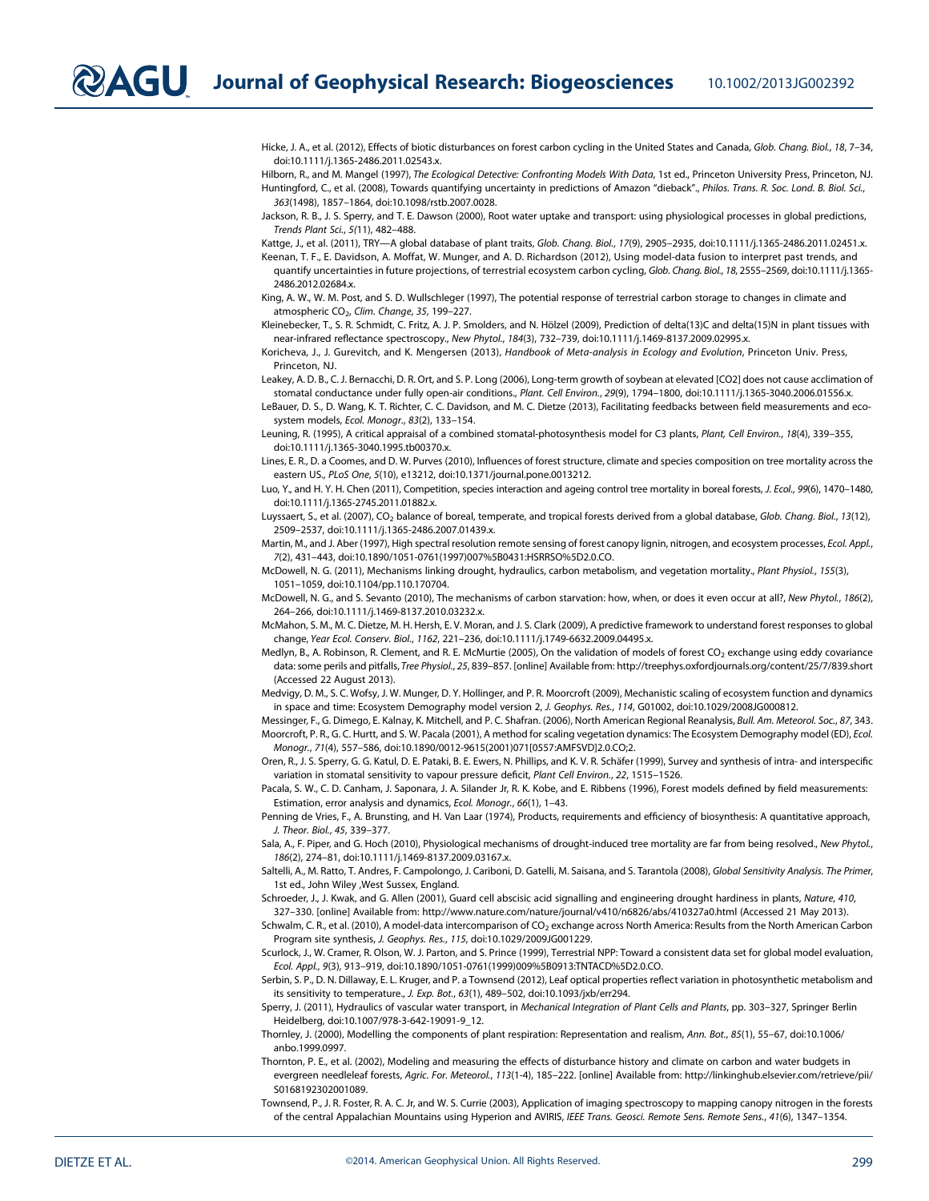Hicke, J. A., et al. (2012), Effects of biotic disturbances on forest carbon cycling in the United States and Canada, *Glob. Chang. Biol.*, *18*, 7–34, doi:10.1111/j.1365-2486.2011.02543.x.

Hilborn, R., and M. Mangel (1997), *The Ecological Detective: Confronting Models With Data*, 1st ed., Princeton University Press, Princeton, NJ.

Huntingford, C., et al. (2008), Towards quantifying uncertainty in predictions of Amazon "dieback"., *Philos. Trans. R. Soc. Lond. B. Biol. Sci.*, *363*(1498), 1857–1864, doi:10.1098/rstb.2007.0028.

Jackson, R. B., J. S. Sperry, and T. E. Dawson (2000), Root water uptake and transport: using physiological processes in global predictions, *Trends Plant Sci.*, *5*(11), 482–488.

Kattge, J., et al. (2011), TRY—A global database of plant traits, *Glob. Chang. Biol.*, *17*(9), 2905–2935, doi:10.1111/j.1365-2486.2011.02451.x.

Keenan, T. F., E. Davidson, A. Moffat, W. Munger, and A. D. Richardson (2012), Using model-data fusion to interpret past trends, and quantify uncertainties in future projections, of terrestrial ecosystem carbon cycling, *Glob. Chang. Biol.*, *18*, 2555–2569, doi:10.1111/j.1365-2486.2012.02684.x.

King, A. W., W. M. Post, and S. D. Wullschleger (1997), The potential response of terrestrial carbon storage to changes in climate and atmospheric $CO_2$, *Clim. Change*, *35*, 199–227.

Kleinebecker, T., S. R. Schmidt, C. Fritz, A. J. P. Smolders, and N. Hölzel (2009), Prediction of delta(13)C and delta(15)N in plant tissues with near-infrared reflectance spectroscopy., *New Phytol.*, *184*(3), 732–739, doi:10.1111/j.1469-8137.2009.02995.x.

Koricheva, J., J. Gurevitch, and K. Mengersen (2013), *Handbook of Meta-analysis in Ecology and Evolution*, Princeton Univ. Press, Princeton, NJ.

Leakey, A. D. B., C. J. Bernacchi, D. R. Ort, and S. P. Long (2006), Long-term growth of soybean at elevated [CO2] does not cause acclimation of stomatal conductance under fully open-air conditions., *Plant. Cell Environ.*, *29*(9), 1794–1800, doi:10.1111/j.1365-3040.2006.01556.x.

LeBauer, D. S., D. Wang, K. T. Richter, C. C. Davidson, and M. C. Dietze (2013), Facilitating feedbacks between field measurements and ecosystem models, *Ecol. Monogr.*, *83*(2), 133–154.

Leuning, R. (1995), A critical appraisal of a combined stomatal-photosynthesis model for C3 plants, *Plant, Cell Environ.*, *18*(4), 339–355, doi:10.1111/j.1365-3040.1995.tb00370.x.

Lines, E. R., D. a Coomes, and D. W. Purves (2010), Influences of forest structure, climate and species composition on tree mortality across the eastern US., *PLoS One*, *5*(10), e13212, doi:10.1371/journal.pone.0013212.

Luo, Y., and H. Y. H. Chen (2011), Competition, species interaction and ageing control tree mortality in boreal forests, *J. Ecol.*, *99*(6), 1470–1480, doi:10.1111/j.1365-2745.2011.01882.x.

Luyssaert, S., et al. (2007), $CO_2$ balance of boreal, temperate, and tropical forests derived from a global database, *Glob. Chang. Biol.*, *13*(12), 2509–2537, doi:10.1111/j.1365-2486.2007.01439.x.

Martin, M., and J. Aber (1997), High spectral resolution remote sensing of forest canopy lignin, nitrogen, and ecosystem processes, *Ecol. Appl.*, *7*(2), 431–443, doi:10.1890/1051-0761(1997)007%5B0431:HSRRSO%5D2.0.CO.

McDowell, N. G. (2011), Mechanisms linking drought, hydraulics, carbon metabolism, and vegetation mortality., *Plant Physiol.*, *155*(3), 1051–1059, doi:10.1104/pp.110.170704.

McDowell, N. G., and S. Sevanto (2010), The mechanisms of carbon starvation: how, when, or does it even occur at all?, *New Phytol.*, *186*(2), 264–266, doi:10.1111/j.1469-8137.2010.03232.x.

McMahon, S. M., M. C. Dietze, M. H. Hersh, E. V. Moran, and J. S. Clark (2009), A predictive framework to understand forest responses to global change, *Year Ecol. Conserv. Biol.*, *1162*, 221–236, doi:10.1111/j.1749-6632.2009.04495.x.

Medlyn, B., A. Robinson, R. Clement, and R. E. McMurtie (2005), On the validation of models of forest $CO_2$ exchange using eddy covariance data: some perils and pitfalls, *Tree Physiol.*, *25*, 839–857. [online] Available from: http://treephys.oxfordjournals.org/content/25/7/839.short (Accessed 22 August 2013).

Medvigy, D. M., S. C. Wofsy, J. W. Munger, D. Y. Hollinger, and P. R. Moorcroft (2009), Mechanistic scaling of ecosystem function and dynamics in space and time: Ecosystem Demography model version 2, *J. Geophys. Res.*, *114*, G01002, doi:10.1029/2008JG000812.

Messinger, F., G. Dimego, E. Kalnay, K. Mitchell, and P. C. Shafran. (2006), North American Regional Reanalysis, *Bull. Am. Meteorol. Soc.*, *87*, 343.

Moorcroft, P. R., G. C. Hurtt, and S. W. Pacala (2001), A method for scaling vegetation dynamics: The Ecosystem Demography model (ED), *Ecol. Monogr.*, *71*(4), 557–586, doi:10.1890/0012-9615(2001)071[0557:AMFSVD]2.0.CO;2.

Oren, R., J. S. Sperry, G. G. Katul, D. E. Pataki, B. E. Ewers, N. Phillips, and K. V. R. Schäfer (1999), Survey and synthesis of intra- and interspecific variation in stomatal sensitivity to vapour pressure deficit, *Plant Cell Environ.*, *22*, 1515–1526.

Pacala, S. W., C. D. Canham, J. Saponara, J. A. Silander Jr, R. K. Kobe, and E. Ribbens (1996), Forest models defined by field measurements: Estimation, error analysis and dynamics, *Ecol. Monogr.*, *66*(1), 1–43.

Penning de Vries, F., A. Brunsting, and H. Van Laar (1974), Products, requirements and efficiency of biosynthesis: A quantitative approach, *J. Theor. Biol.*, *45*, 339–377.

Sala, A., F. Piper, and G. Hoch (2010), Physiological mechanisms of drought-induced tree mortality are far from being resolved., *New Phytol.*, *186*(2), 274–81, doi:10.1111/j.1469-8137.2009.03167.x.

Saltelli, A., M. Ratto, T. Andres, F. Campolongo, J. Cariboni, D. Gatelli, M. Saisana, and S. Tarantola (2008), *Global Sensitivity Analysis. The Primer*, 1st ed., John Wiley ,West Sussex, England.

Schroeder, J., J. Kwak, and G. Allen (2001), Guard cell abscisic acid signalling and engineering drought hardiness in plants, *Nature*, *410*, 327–330. [online] Available from: http://www.nature.com/nature/journal/v410/n6826/abs/410327a0.html (Accessed 21 May 2013).

Schwalm, C. R., et al. (2010), A model-data intercomparison of $CO_2$ exchange across North America: Results from the North American Carbon Program site synthesis, *J. Geophys. Res.*, *115*, doi:10.1029/2009JG001229.

Scurlock, J., W. Cramer, R. Olson, W. J. Parton, and S. Prince (1999), Terrestrial NPP: Toward a consistent data set for global model evaluation, *Ecol. Appl.*, *9*(3), 913–919, doi:10.1890/1051-0761(1999)009%5B0913:TNTACD%5D2.0.CO.

Serbin, S. P., D. N. Dillaway, E. L. Kruger, and P. a Townsend (2012), Leaf optical properties reflect variation in photosynthetic metabolism and its sensitivity to temperature., *J. Exp. Bot.*, *63*(1), 489–502, doi:10.1093/jxb/err294.

Sperry, J. (2011), Hydraulics of vascular water transport, in *Mechanical Integration of Plant Cells and Plants*, pp. 303–327, Springer Berlin Heidelberg, doi:10.1007/978-3-642-19091-9_12.

Thornley, J. (2000), Modelling the components of plant respiration: Representation and realism, *Ann. Bot.*, *85*(1), 55–67, doi:10.1006/anbo.1999.0997.

Thornton, P. E., et al. (2002), Modeling and measuring the effects of disturbance history and climate on carbon and water budgets in evergreen needleleaf forests, *Agric. For. Meteorol.*, *113*(1-4), 185–222. [online] Available from: http://linkinghub.elsevier.com/retrieve/pii/S0168192302001089.

Townsend, P., J. R. Foster, R. A. C. Jr, and W. S. Currie (2003), Application of imaging spectroscopy to mapping canopy nitrogen in the forests of the central Appalachian Mountains using Hyperion and AVIRIS, *IEEE Trans. Geosci. Remote Sens. Remote Sens.*, *41*(6), 1347–1354.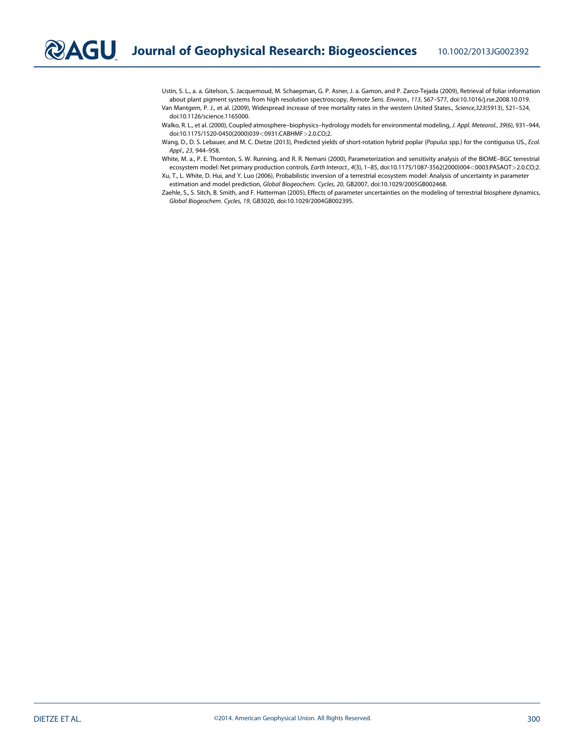Ustin, S. L., a. a. Gitelson, S. Jacquemoud, M. Schaepman, G. P. Asner, J. a. Gamon, and P. Zarco-Tejada (2009), Retrieval of foliar information about plant pigment systems from high resolution spectroscopy, *Remote Sens. Environ.*, *113*, S67–S77, doi:10.1016/j.rse.2008.10.019.

Van Mantgem, P. J., et al. (2009), Widespread increase of tree mortality rates in the western United States., *Science*,*323*(5913), 521–524, doi:10.1126/science.1165000.

Walko, R. L., et al. (2000), Coupled atmosphere–biophysics–hydrology models for environmental modeling, *J. Appl. Meteorol.*, *39*(6), 931–944, doi:10.1175/1520-0450(2000)039<0931:CABHMF>2.0.CO;2.

Wang, D., D. S. Lebauer, and M. C. Dietze (2013), Predicted yields of short-rotation hybrid poplar (*Populus* spp.) for the contiguous US., *Ecol. Appl.*, *23*, 944–958.

White, M. a., P. E. Thornton, S. W. Running, and R. R. Nemani (2000), Parameterization and sensitivity analysis of the BIOME–BGC terrestrial ecosystem model: Net primary production controls, *Earth Interact.*, *4*(3), 1–85, doi:10.1175/1087-3562(2000)004<0003:PASAOT>2.0.CO;2.

Xu, T., L. White, D. Hui, and Y. Luo (2006), Probabilistic inversion of a terrestrial ecosystem model: Analysis of uncertainty in parameter estimation and model prediction, *Global Biogeochem. Cycles*, *20*, GB2007, doi:10.1029/2005GB002468.

Zaehle, S., S. Sitch, B. Smith, and F. Hatterman (2005), Effects of parameter uncertainties on the modeling of terrestrial biosphere dynamics, *Global Biogeochem. Cycles*, *19*, GB3020, doi:10.1029/2004GB002395.